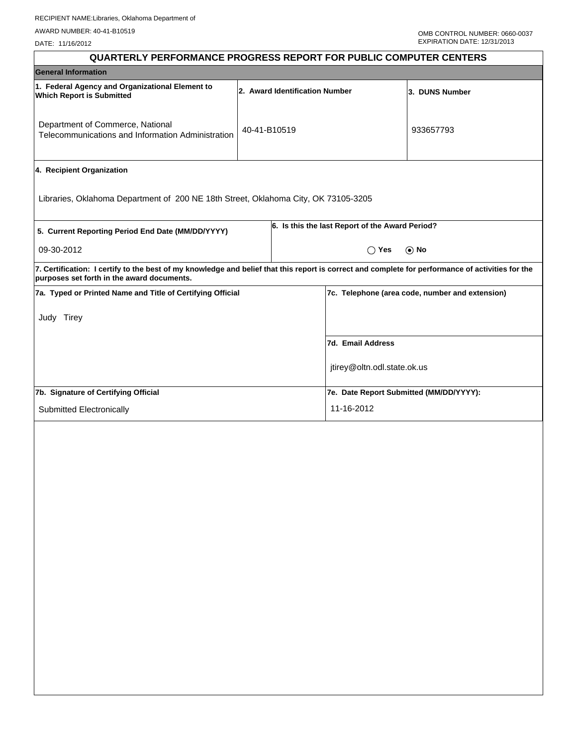RECIPIENT NAME:Libraries, Oklahoma Department of

AWARD NUMBER: 40-41-B10519

DATE: 11/16/2012

OMB CONTROL NUMBER: 0660-0037
EXPIRATION DATE: 12/31/2013

# QUARTERLY PERFORMANCE PROGRESS REPORT FOR PUBLIC COMPUTER CENTERS

## General Information

| 1. Federal Agency and Organizational Element to Which Report is Submitted | 2. Award Identification Number | 3. DUNS Number |
|---|---|---|
| Department of Commerce, National Telecommunications and Information Administration | 40-41-B10519 | 933657793 |

**4. Recipient Organization**

Libraries, Oklahoma Department of 200 NE 18th Street, Oklahoma City, OK 73105-3205

| 5. Current Reporting Period End Date (MM/DD/YYYY) | 6. Is this the last Report of the Award Period? |
|---|---|
| 09-30-2012 | ◯ Yes ⦿ No |

**7. Certification: I certify to the best of my knowledge and belief that this report is correct and complete for performance of activities for the purposes set forth in the award documents.**

| 7a. Typed or Printed Name and Title of Certifying Official | 7c. Telephone (area code, number and extension) |
|---|---|
| Judy Tirey | |
| | **7d. Email Address** |
| | jtirey@oltn.odl.state.ok.us |
| **7b. Signature of Certifying Official** | **7e. Date Report Submitted (MM/DD/YYYY):** |
| Submitted Electronically | 11-16-2012 |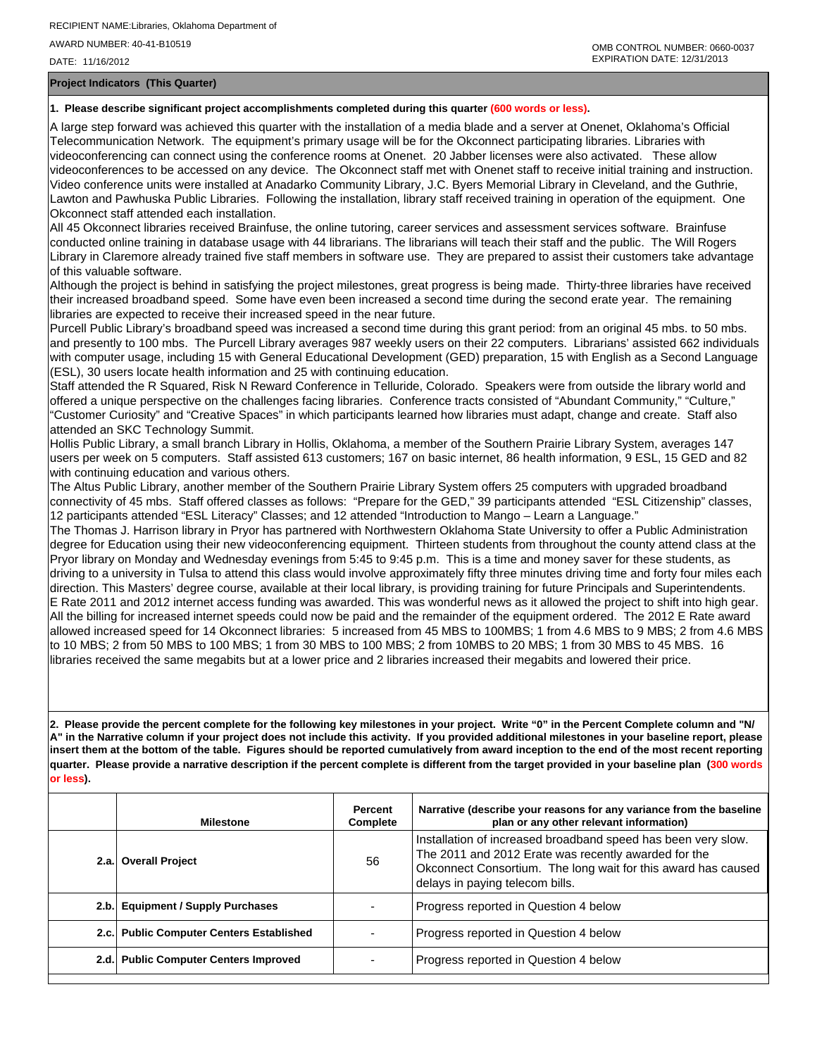RECIPIENT NAME:Libraries, Oklahoma Department of

AWARD NUMBER: 40-41-B10519

DATE: 11/16/2012

OMB CONTROL NUMBER: 0660-0037
EXPIRATION DATE: 12/31/2013

**Project Indicators (This Quarter)**

**1. Please describe significant project accomplishments completed during this quarter (600 words or less).**

A large step forward was achieved this quarter with the installation of a media blade and a server at Onenet, Oklahoma's Official Telecommunication Network. The equipment's primary usage will be for the Okconnect participating libraries. Libraries with videoconferencing can connect using the conference rooms at Onenet. 20 Jabber licenses were also activated. These allow videoconferences to be accessed on any device. The Okconnect staff met with Onenet staff to receive initial training and instruction. Video conference units were installed at Anadarko Community Library, J.C. Byers Memorial Library in Cleveland, and the Guthrie, Lawton and Pawhuska Public Libraries. Following the installation, library staff received training in operation of the equipment. One Okconnect staff attended each installation.
All 45 Okconnect libraries received Brainfuse, the online tutoring, career services and assessment services software. Brainfuse conducted online training in database usage with 44 librarians. The librarians will teach their staff and the public. The Will Rogers Library in Claremore already trained five staff members in software use. They are prepared to assist their customers take advantage of this valuable software.
Although the project is behind in satisfying the project milestones, great progress is being made. Thirty-three libraries have received their increased broadband speed. Some have even been increased a second time during the second erate year. The remaining libraries are expected to receive their increased speed in the near future.
Purcell Public Library's broadband speed was increased a second time during this grant period: from an original 45 mbs. to 50 mbs. and presently to 100 mbs. The Purcell Library averages 987 weekly users on their 22 computers. Librarians' assisted 662 individuals with computer usage, including 15 with General Educational Development (GED) preparation, 15 with English as a Second Language (ESL), 30 users locate health information and 25 with continuing education.
Staff attended the R Squared, Risk N Reward Conference in Telluride, Colorado. Speakers were from outside the library world and offered a unique perspective on the challenges facing libraries. Conference tracts consisted of "Abundant Community," "Culture," "Customer Curiosity" and "Creative Spaces" in which participants learned how libraries must adapt, change and create. Staff also attended an SKC Technology Summit.
Hollis Public Library, a small branch Library in Hollis, Oklahoma, a member of the Southern Prairie Library System, averages 147 users per week on 5 computers. Staff assisted 613 customers; 167 on basic internet, 86 health information, 9 ESL, 15 GED and 82 with continuing education and various others.
The Altus Public Library, another member of the Southern Prairie Library System offers 25 computers with upgraded broadband connectivity of 45 mbs. Staff offered classes as follows: "Prepare for the GED," 39 participants attended "ESL Citizenship" classes, 12 participants attended "ESL Literacy" Classes; and 12 attended "Introduction to Mango – Learn a Language."
The Thomas J. Harrison library in Pryor has partnered with Northwestern Oklahoma State University to offer a Public Administration degree for Education using their new videoconferencing equipment. Thirteen students from throughout the county attend class at the Pryor library on Monday and Wednesday evenings from 5:45 to 9:45 p.m. This is a time and money saver for these students, as driving to a university in Tulsa to attend this class would involve approximately fifty three minutes driving time and forty four miles each direction. This Masters' degree course, available at their local library, is providing training for future Principals and Superintendents.
E Rate 2011 and 2012 internet access funding was awarded. This was wonderful news as it allowed the project to shift into high gear. All the billing for increased internet speeds could now be paid and the remainder of the equipment ordered. The 2012 E Rate award allowed increased speed for 14 Okconnect libraries: 5 increased from 45 MBS to 100MBS; 1 from 4.6 MBS to 9 MBS; 2 from 4.6 MBS to 10 MBS; 2 from 50 MBS to 100 MBS; 1 from 30 MBS to 100 MBS; 2 from 10MBS to 20 MBS; 1 from 30 MBS to 45 MBS. 16 libraries received the same megabits but at a lower price and 2 libraries increased their megabits and lowered their price.

**2. Please provide the percent complete for the following key milestones in your project. Write "0" in the Percent Complete column and "N/A" in the Narrative column if your project does not include this activity. If you provided additional milestones in your baseline report, please insert them at the bottom of the table. Figures should be reported cumulatively from award inception to the end of the most recent reporting quarter. Please provide a narrative description if the percent complete is different from the target provided in your baseline plan (300 words or less).**

| | Milestone | Percent Complete | Narrative (describe your reasons for any variance from the baseline plan or any other relevant information) |
|---|---|---|---|
| 2.a. | **Overall Project** | 56 | Installation of increased broadband speed has been very slow. The 2011 and 2012 Erate was recently awarded for the Okconnect Consortium. The long wait for this award has caused delays in paying telecom bills. |
| 2.b. | **Equipment / Supply Purchases** | - | Progress reported in Question 4 below |
| 2.c. | **Public Computer Centers Established** | - | Progress reported in Question 4 below |
| 2.d. | **Public Computer Centers Improved** | - | Progress reported in Question 4 below |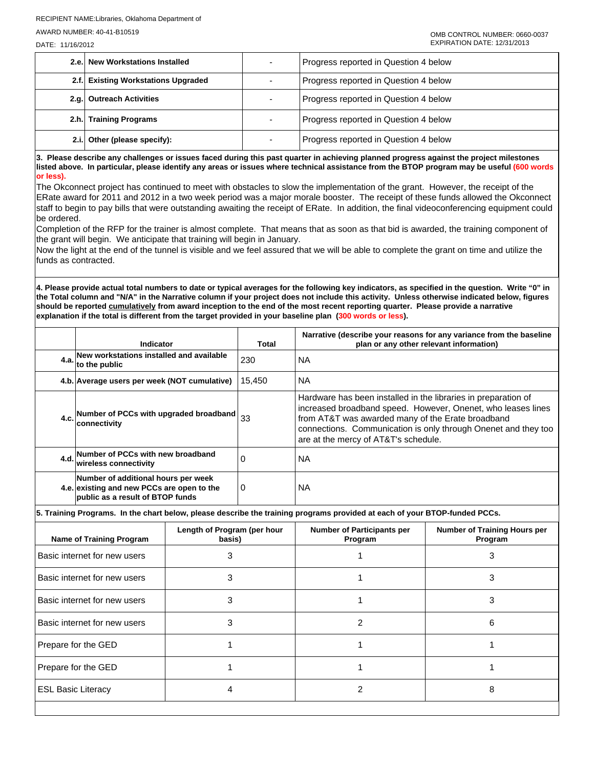RECIPIENT NAME:Libraries, Oklahoma Department of

AWARD NUMBER: 40-41-B10519

DATE: 11/16/2012

OMB CONTROL NUMBER: 0660-0037
EXPIRATION DATE: 12/31/2013

| | | | |
|---|---|---|---|
| **2.e.** | **New Workstations Installed** | - | Progress reported in Question 4 below |
| **2.f.** | **Existing Workstations Upgraded** | - | Progress reported in Question 4 below |
| **2.g.** | **Outreach Activities** | - | Progress reported in Question 4 below |
| **2.h.** | **Training Programs** | - | Progress reported in Question 4 below |
| **2.i.** | **Other (please specify):** | - | Progress reported in Question 4 below |

**3. Please describe any challenges or issues faced during this past quarter in achieving planned progress against the project milestones listed above. In particular, please identify any areas or issues where technical assistance from the BTOP program may be useful (600 words or less).**

The Okconnect project has continued to meet with obstacles to slow the implementation of the grant. However, the receipt of the ERate award for 2011 and 2012 in a two week period was a major morale booster. The receipt of these funds allowed the Okconnect staff to begin to pay bills that were outstanding awaiting the receipt of ERate. In addition, the final videoconferencing equipment could be ordered.

Completion of the RFP for the trainer is almost complete. That means that as soon as that bid is awarded, the training component of the grant will begin. We anticipate that training will begin in January.

Now the light at the end of the tunnel is visible and we feel assured that we will be able to complete the grant on time and utilize the funds as contracted.

**4. Please provide actual total numbers to date or typical averages for the following key indicators, as specified in the question. Write "0" in the Total column and "N/A" in the Narrative column if your project does not include this activity. Unless otherwise indicated below, figures should be reported cumulatively from award inception to the end of the most recent reporting quarter. Please provide a narrative explanation if the total is different from the target provided in your baseline plan (300 words or less).**

| | Indicator | Total | Narrative (describe your reasons for any variance from the baseline plan or any other relevant information) |
|---|---|---|---|
| **4.a.** | **New workstations installed and available to the public** | 230 | NA |
| **4.b.** | **Average users per week (NOT cumulative)** | 15,450 | NA |
| **4.c.** | **Number of PCCs with upgraded broadband connectivity** | 33 | Hardware has been installed in the libraries in preparation of increased broadband speed. However, Onenet, who leases lines from AT&T was awarded many of the Erate broadband connections. Communication is only through Onenet and they too are at the mercy of AT&T's schedule. |
| **4.d.** | **Number of PCCs with new broadband wireless connectivity** | 0 | NA |
| **4.e.** | **Number of additional hours per week existing and new PCCs are open to the public as a result of BTOP funds** | 0 | NA |

**5. Training Programs. In the chart below, please describe the training programs provided at each of your BTOP-funded PCCs.**

| Name of Training Program | Length of Program (per hour basis) | Number of Participants per Program | Number of Training Hours per Program |
|---|---|---|---|
| Basic internet for new users | 3 | 1 | 3 |
| Basic internet for new users | 3 | 1 | 3 |
| Basic internet for new users | 3 | 1 | 3 |
| Basic internet for new users | 3 | 2 | 6 |
| Prepare for the GED | 1 | 1 | 1 |
| Prepare for the GED | 1 | 1 | 1 |
| ESL Basic Literacy | 4 | 2 | 8 |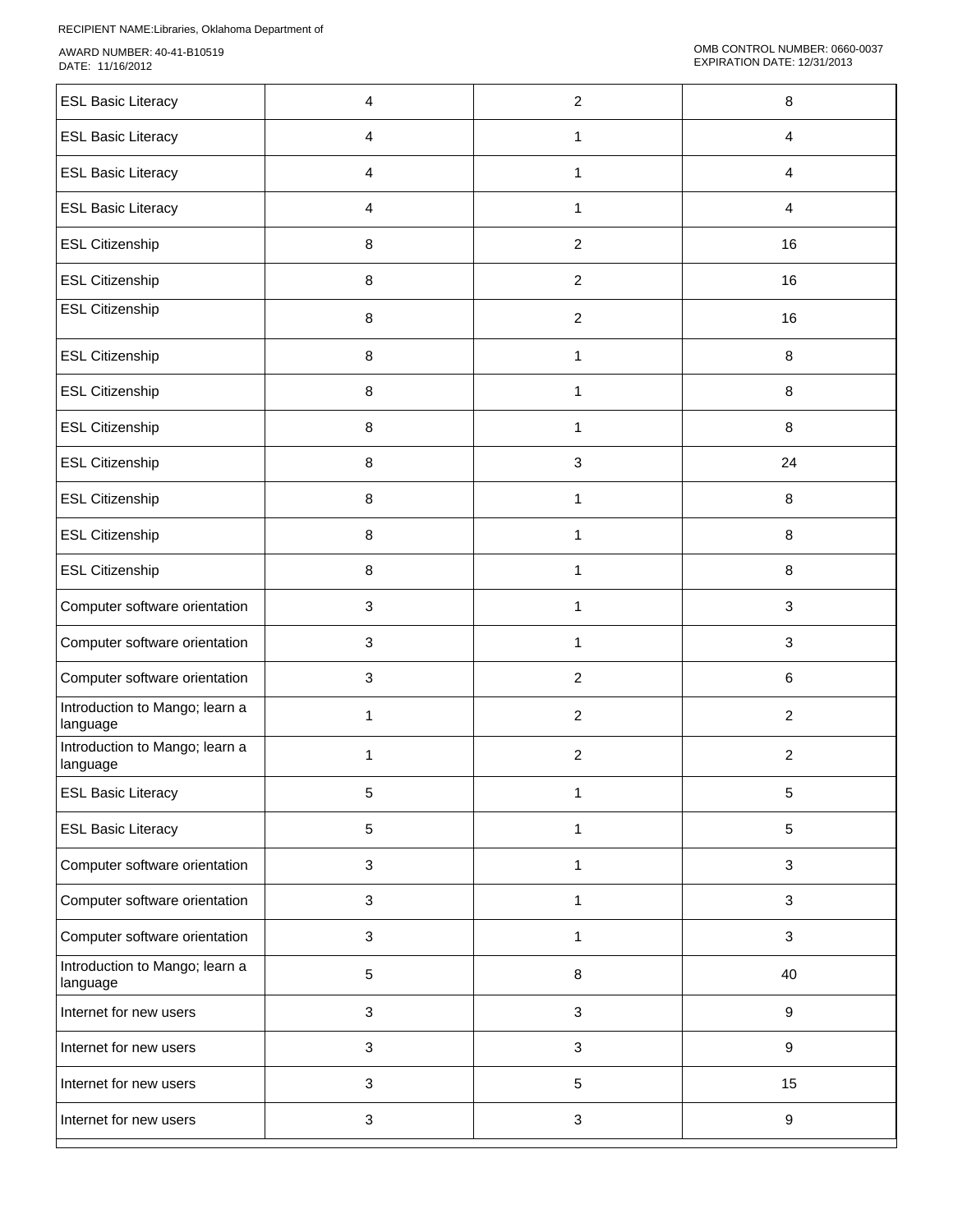RECIPIENT NAME:Libraries, Oklahoma Department of

AWARD NUMBER: 40-41-B10519
DATE: 11/16/2012

OMB CONTROL NUMBER: 0660-0037
EXPIRATION DATE: 12/31/2013

| | | | |
|---|---|---|---|
| ESL Basic Literacy | 4 | 2 | 8 |
| ESL Basic Literacy | 4 | 1 | 4 |
| ESL Basic Literacy | 4 | 1 | 4 |
| ESL Basic Literacy | 4 | 1 | 4 |
| ESL Citizenship | 8 | 2 | 16 |
| ESL Citizenship | 8 | 2 | 16 |
| ESL Citizenship | 8 | 2 | 16 |
| ESL Citizenship | 8 | 1 | 8 |
| ESL Citizenship | 8 | 1 | 8 |
| ESL Citizenship | 8 | 1 | 8 |
| ESL Citizenship | 8 | 3 | 24 |
| ESL Citizenship | 8 | 1 | 8 |
| ESL Citizenship | 8 | 1 | 8 |
| ESL Citizenship | 8 | 1 | 8 |
| Computer software orientation | 3 | 1 | 3 |
| Computer software orientation | 3 | 1 | 3 |
| Computer software orientation | 3 | 2 | 6 |
| Introduction to Mango; learn a language | 1 | 2 | 2 |
| Introduction to Mango; learn a language | 1 | 2 | 2 |
| ESL Basic Literacy | 5 | 1 | 5 |
| ESL Basic Literacy | 5 | 1 | 5 |
| Computer software orientation | 3 | 1 | 3 |
| Computer software orientation | 3 | 1 | 3 |
| Computer software orientation | 3 | 1 | 3 |
| Introduction to Mango; learn a language | 5 | 8 | 40 |
| Internet for new users | 3 | 3 | 9 |
| Internet for new users | 3 | 3 | 9 |
| Internet for new users | 3 | 5 | 15 |
| Internet for new users | 3 | 3 | 9 |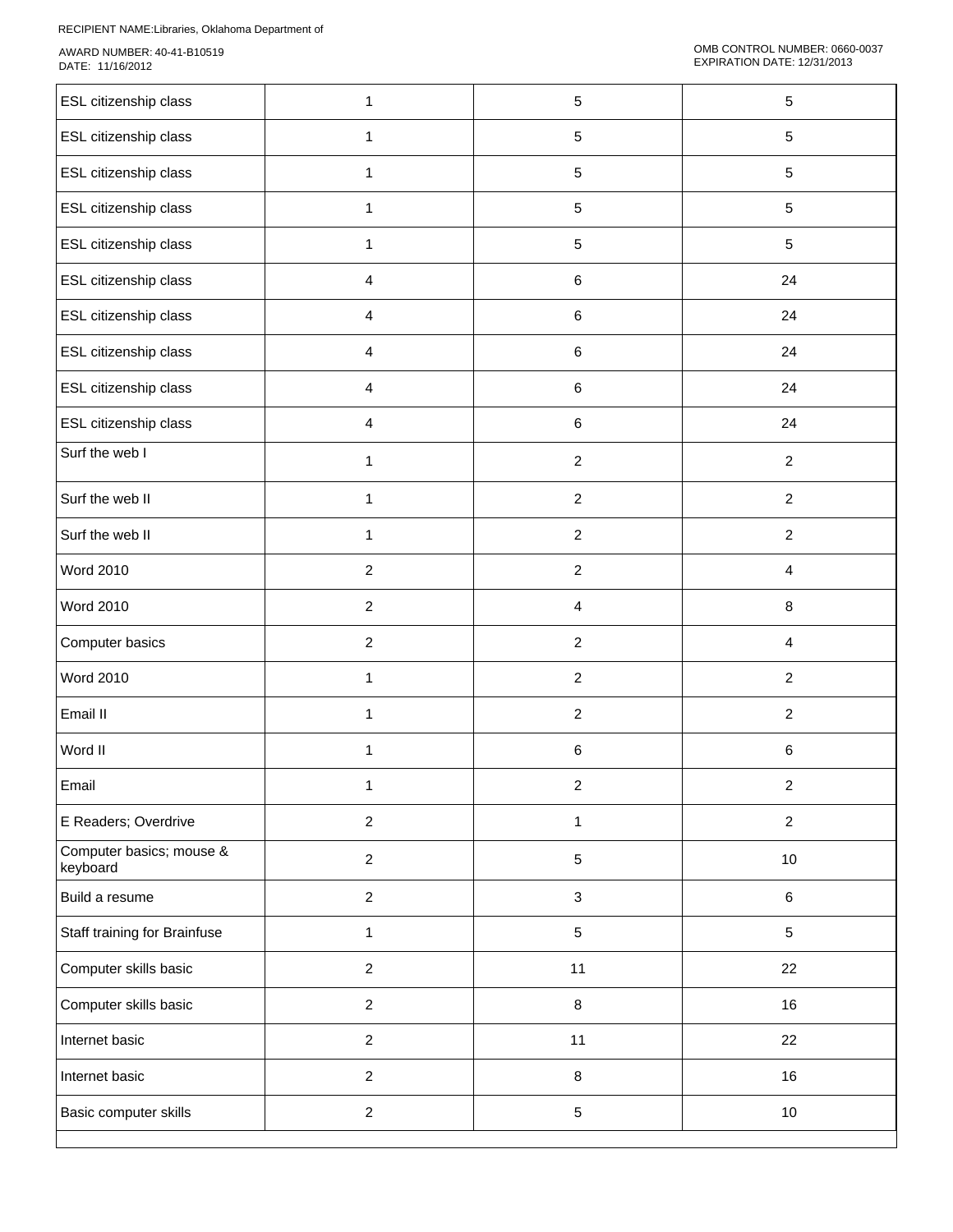RECIPIENT NAME:Libraries, Oklahoma Department of

AWARD NUMBER: 40-41-B10519
DATE: 11/16/2012

OMB CONTROL NUMBER: 0660-0037
EXPIRATION DATE: 12/31/2013

| | | | |
|---|---|---|---|
| ESL citizenship class | 1 | 5 | 5 |
| ESL citizenship class | 1 | 5 | 5 |
| ESL citizenship class | 1 | 5 | 5 |
| ESL citizenship class | 1 | 5 | 5 |
| ESL citizenship class | 1 | 5 | 5 |
| ESL citizenship class | 4 | 6 | 24 |
| ESL citizenship class | 4 | 6 | 24 |
| ESL citizenship class | 4 | 6 | 24 |
| ESL citizenship class | 4 | 6 | 24 |
| ESL citizenship class | 4 | 6 | 24 |
| Surf the web I | 1 | 2 | 2 |
| Surf the web II | 1 | 2 | 2 |
| Surf the web II | 1 | 2 | 2 |
| Word 2010 | 2 | 2 | 4 |
| Word 2010 | 2 | 4 | 8 |
| Computer basics | 2 | 2 | 4 |
| Word 2010 | 1 | 2 | 2 |
| Email II | 1 | 2 | 2 |
| Word II | 1 | 6 | 6 |
| Email | 1 | 2 | 2 |
| E Readers; Overdrive | 2 | 1 | 2 |
| Computer basics; mouse & keyboard | 2 | 5 | 10 |
| Build a resume | 2 | 3 | 6 |
| Staff training for Brainfuse | 1 | 5 | 5 |
| Computer skills basic | 2 | 11 | 22 |
| Computer skills basic | 2 | 8 | 16 |
| Internet basic | 2 | 11 | 22 |
| Internet basic | 2 | 8 | 16 |
| Basic computer skills | 2 | 5 | 10 |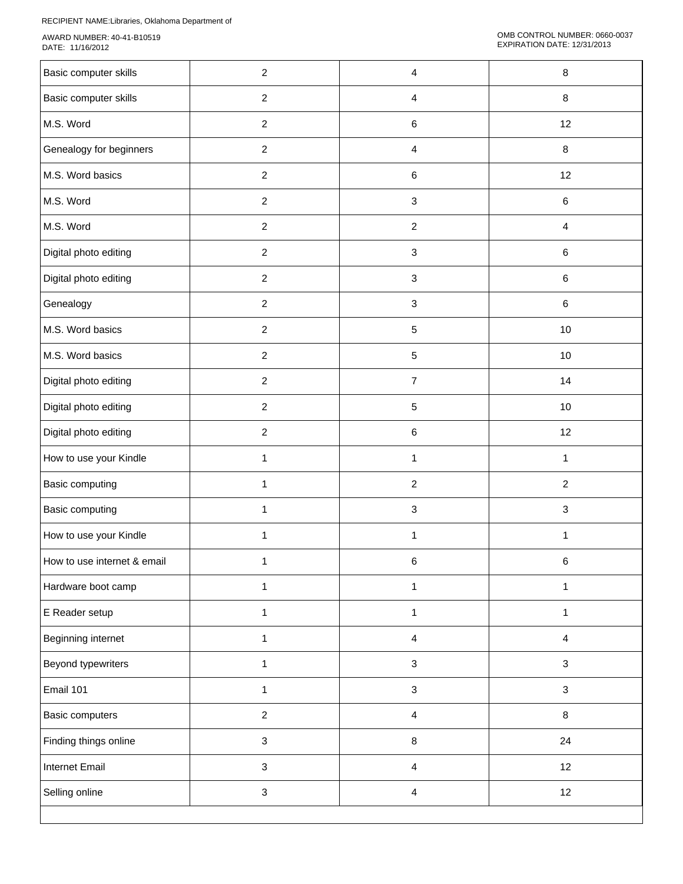| | | | |
|---|---|---|---|
| Basic computer skills | 2 | 4 | 8 |
| Basic computer skills | 2 | 4 | 8 |
| M.S. Word | 2 | 6 | 12 |
| Genealogy for beginners | 2 | 4 | 8 |
| M.S. Word basics | 2 | 6 | 12 |
| M.S. Word | 2 | 3 | 6 |
| M.S. Word | 2 | 2 | 4 |
| Digital photo editing | 2 | 3 | 6 |
| Digital photo editing | 2 | 3 | 6 |
| Genealogy | 2 | 3 | 6 |
| M.S. Word basics | 2 | 5 | 10 |
| M.S. Word basics | 2 | 5 | 10 |
| Digital photo editing | 2 | 7 | 14 |
| Digital photo editing | 2 | 5 | 10 |
| Digital photo editing | 2 | 6 | 12 |
| How to use your Kindle | 1 | 1 | 1 |
| Basic computing | 1 | 2 | 2 |
| Basic computing | 1 | 3 | 3 |
| How to use your Kindle | 1 | 1 | 1 |
| How to use internet & email | 1 | 6 | 6 |
| Hardware boot camp | 1 | 1 | 1 |
| E Reader setup | 1 | 1 | 1 |
| Beginning internet | 1 | 4 | 4 |
| Beyond typewriters | 1 | 3 | 3 |
| Email 101 | 1 | 3 | 3 |
| Basic computers | 2 | 4 | 8 |
| Finding things online | 3 | 8 | 24 |
| Internet Email | 3 | 4 | 12 |
| Selling online | 3 | 4 | 12 |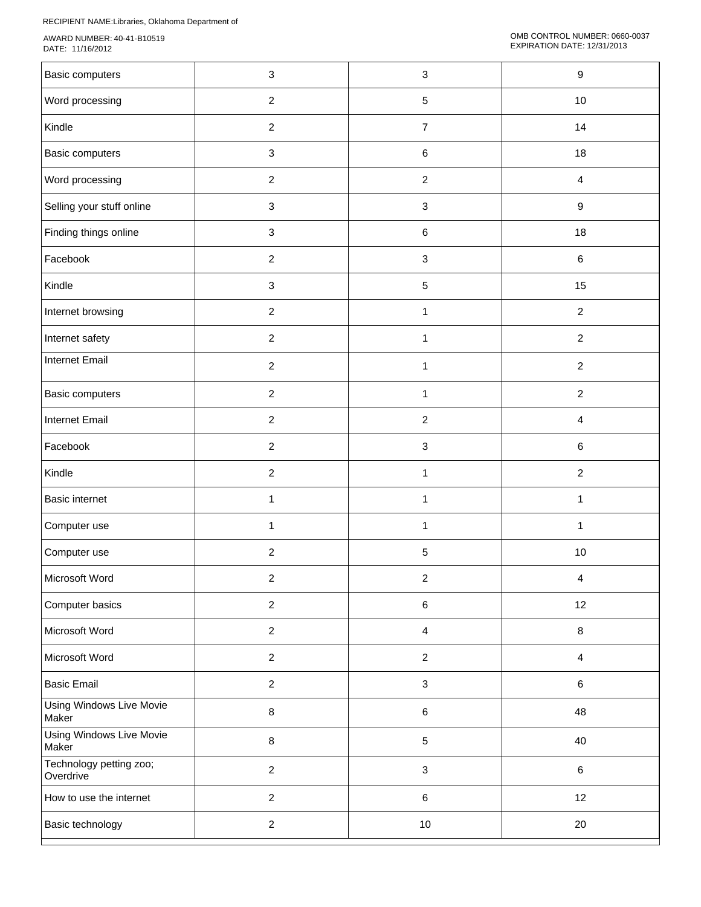RECIPIENT NAME:Libraries, Oklahoma Department of

AWARD NUMBER: 40-41-B10519
DATE: 11/16/2012

OMB CONTROL NUMBER: 0660-0037
EXPIRATION DATE: 12/31/2013

| | | | |
|---|---|---|---|
| Basic computers | 3 | 3 | 9 |
| Word processing | 2 | 5 | 10 |
| Kindle | 2 | 7 | 14 |
| Basic computers | 3 | 6 | 18 |
| Word processing | 2 | 2 | 4 |
| Selling your stuff online | 3 | 3 | 9 |
| Finding things online | 3 | 6 | 18 |
| Facebook | 2 | 3 | 6 |
| Kindle | 3 | 5 | 15 |
| Internet browsing | 2 | 1 | 2 |
| Internet safety | 2 | 1 | 2 |
| Internet Email | 2 | 1 | 2 |
| Basic computers | 2 | 1 | 2 |
| Internet Email | 2 | 2 | 4 |
| Facebook | 2 | 3 | 6 |
| Kindle | 2 | 1 | 2 |
| Basic internet | 1 | 1 | 1 |
| Computer use | 1 | 1 | 1 |
| Computer use | 2 | 5 | 10 |
| Microsoft Word | 2 | 2 | 4 |
| Computer basics | 2 | 6 | 12 |
| Microsoft Word | 2 | 4 | 8 |
| Microsoft Word | 2 | 2 | 4 |
| Basic Email | 2 | 3 | 6 |
| Using Windows Live Movie Maker | 8 | 6 | 48 |
| Using Windows Live Movie Maker | 8 | 5 | 40 |
| Technology petting zoo; Overdrive | 2 | 3 | 6 |
| How to use the internet | 2 | 6 | 12 |
| Basic technology | 2 | 10 | 20 |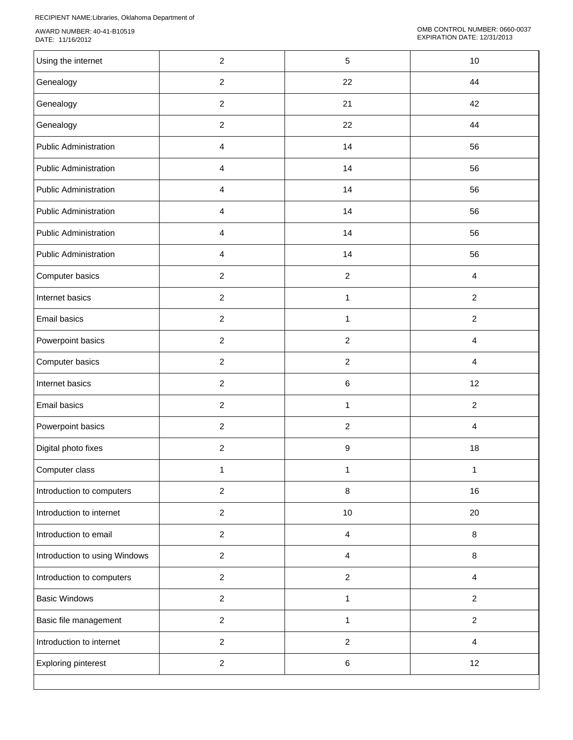| | | | |
|---|---|---|---|
| Using the internet | 2 | 5 | 10 |
| Genealogy | 2 | 22 | 44 |
| Genealogy | 2 | 21 | 42 |
| Genealogy | 2 | 22 | 44 |
| Public Administration | 4 | 14 | 56 |
| Public Administration | 4 | 14 | 56 |
| Public Administration | 4 | 14 | 56 |
| Public Administration | 4 | 14 | 56 |
| Public Administration | 4 | 14 | 56 |
| Public Administration | 4 | 14 | 56 |
| Computer basics | 2 | 2 | 4 |
| Internet basics | 2 | 1 | 2 |
| Email basics | 2 | 1 | 2 |
| Powerpoint basics | 2 | 2 | 4 |
| Computer basics | 2 | 2 | 4 |
| Internet basics | 2 | 6 | 12 |
| Email basics | 2 | 1 | 2 |
| Powerpoint basics | 2 | 2 | 4 |
| Digital photo fixes | 2 | 9 | 18 |
| Computer class | 1 | 1 | 1 |
| Introduction to computers | 2 | 8 | 16 |
| Introduction to internet | 2 | 10 | 20 |
| Introduction to email | 2 | 4 | 8 |
| Introduction to using Windows | 2 | 4 | 8 |
| Introduction to computers | 2 | 2 | 4 |
| Basic Windows | 2 | 1 | 2 |
| Basic file management | 2 | 1 | 2 |
| Introduction to internet | 2 | 2 | 4 |
| Exploring pinterest | 2 | 6 | 12 |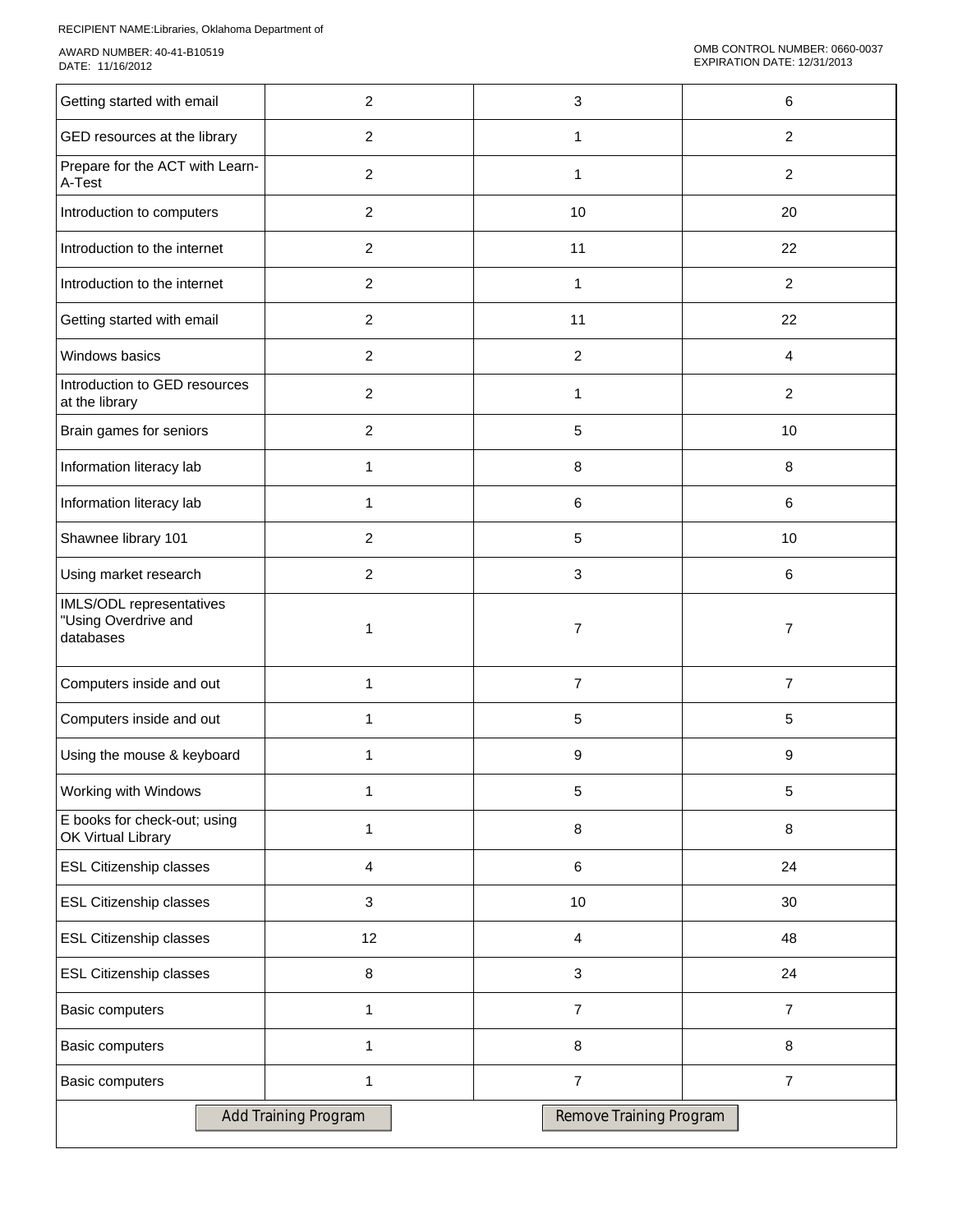RECIPIENT NAME:Libraries, Oklahoma Department of

AWARD NUMBER: 40-41-B10519
DATE: 11/16/2012

OMB CONTROL NUMBER: 0660-0037
EXPIRATION DATE: 12/31/2013

| | | | |
|---|---|---|---|
| Getting started with email | 2 | 3 | 6 |
| GED resources at the library | 2 | 1 | 2 |
| Prepare for the ACT with Learn-A-Test | 2 | 1 | 2 |
| Introduction to computers | 2 | 10 | 20 |
| Introduction to the internet | 2 | 11 | 22 |
| Introduction to the internet | 2 | 1 | 2 |
| Getting started with email | 2 | 11 | 22 |
| Windows basics | 2 | 2 | 4 |
| Introduction to GED resources at the library | 2 | 1 | 2 |
| Brain games for seniors | 2 | 5 | 10 |
| Information literacy lab | 1 | 8 | 8 |
| Information literacy lab | 1 | 6 | 6 |
| Shawnee library 101 | 2 | 5 | 10 |
| Using market research | 2 | 3 | 6 |
| IMLS/ODL representatives "Using Overdrive and databases | 1 | 7 | 7 |
| Computers inside and out | 1 | 7 | 7 |
| Computers inside and out | 1 | 5 | 5 |
| Using the mouse & keyboard | 1 | 9 | 9 |
| Working with Windows | 1 | 5 | 5 |
| E books for check-out; using OK Virtual Library | 1 | 8 | 8 |
| ESL Citizenship classes | 4 | 6 | 24 |
| ESL Citizenship classes | 3 | 10 | 30 |
| ESL Citizenship classes | 12 | 4 | 48 |
| ESL Citizenship classes | 8 | 3 | 24 |
| Basic computers | 1 | 7 | 7 |
| Basic computers | 1 | 8 | 8 |
| Basic computers | 1 | 7 | 7 |

Add Training Program    Remove Training Program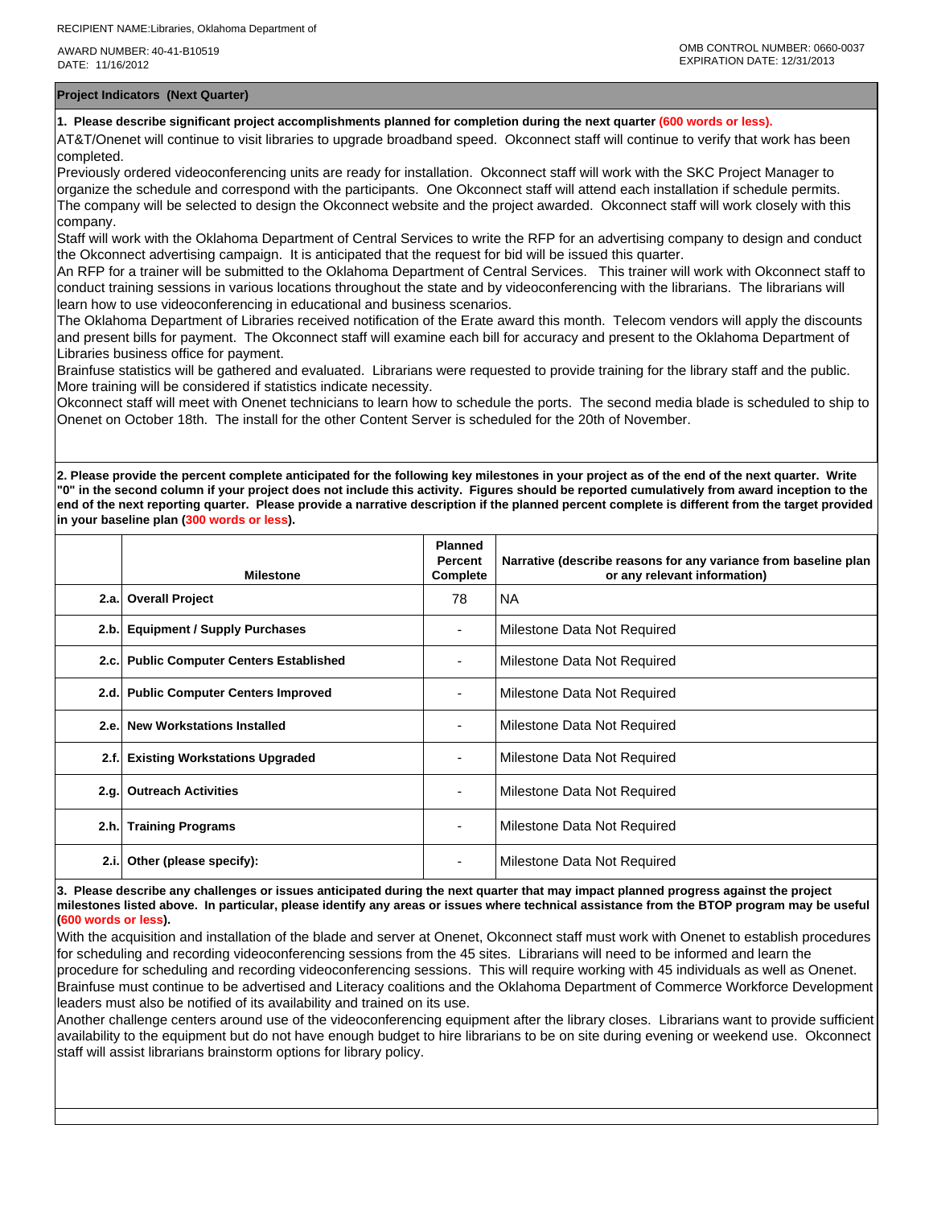RECIPIENT NAME:Libraries, Oklahoma Department of

AWARD NUMBER: 40-41-B10519
DATE: 11/16/2012

OMB CONTROL NUMBER: 0660-0037
EXPIRATION DATE: 12/31/2013

**Project Indicators (Next Quarter)**

**1. Please describe significant project accomplishments planned for completion during the next quarter (600 words or less).**

AT&T/Onenet will continue to visit libraries to upgrade broadband speed. Okconnect staff will continue to verify that work has been completed.
Previously ordered videoconferencing units are ready for installation. Okconnect staff will work with the SKC Project Manager to organize the schedule and correspond with the participants. One Okconnect staff will attend each installation if schedule permits.
The company will be selected to design the Okconnect website and the project awarded. Okconnect staff will work closely with this company.
Staff will work with the Oklahoma Department of Central Services to write the RFP for an advertising company to design and conduct the Okconnect advertising campaign. It is anticipated that the request for bid will be issued this quarter.
An RFP for a trainer will be submitted to the Oklahoma Department of Central Services. This trainer will work with Okconnect staff to conduct training sessions in various locations throughout the state and by videoconferencing with the librarians. The librarians will learn how to use videoconferencing in educational and business scenarios.
The Oklahoma Department of Libraries received notification of the Erate award this month. Telecom vendors will apply the discounts and present bills for payment. The Okconnect staff will examine each bill for accuracy and present to the Oklahoma Department of Libraries business office for payment.
Brainfuse statistics will be gathered and evaluated. Librarians were requested to provide training for the library staff and the public. More training will be considered if statistics indicate necessity.
Okconnect staff will meet with Onenet technicians to learn how to schedule the ports. The second media blade is scheduled to ship to Onenet on October 18th. The install for the other Content Server is scheduled for the 20th of November.

**2. Please provide the percent complete anticipated for the following key milestones in your project as of the end of the next quarter. Write "0" in the second column if your project does not include this activity. Figures should be reported cumulatively from award inception to the end of the next reporting quarter. Please provide a narrative description if the planned percent complete is different from the target provided in your baseline plan (300 words or less).**

| | Milestone | Planned Percent Complete | Narrative (describe reasons for any variance from baseline plan or any relevant information) |
|---|---|---|---|
| 2.a. | Overall Project | 78 | NA |
| 2.b. | Equipment / Supply Purchases | - | Milestone Data Not Required |
| 2.c. | Public Computer Centers Established | - | Milestone Data Not Required |
| 2.d. | Public Computer Centers Improved | - | Milestone Data Not Required |
| 2.e. | New Workstations Installed | - | Milestone Data Not Required |
| 2.f. | Existing Workstations Upgraded | - | Milestone Data Not Required |
| 2.g. | Outreach Activities | - | Milestone Data Not Required |
| 2.h. | Training Programs | - | Milestone Data Not Required |
| 2.i. | Other (please specify): | - | Milestone Data Not Required |

**3. Please describe any challenges or issues anticipated during the next quarter that may impact planned progress against the project milestones listed above. In particular, please identify any areas or issues where technical assistance from the BTOP program may be useful (600 words or less).**

With the acquisition and installation of the blade and server at Onenet, Okconnect staff must work with Onenet to establish procedures for scheduling and recording videoconferencing sessions from the 45 sites. Librarians will need to be informed and learn the procedure for scheduling and recording videoconferencing sessions. This will require working with 45 individuals as well as Onenet.
Brainfuse must continue to be advertised and Literacy coalitions and the Oklahoma Department of Commerce Workforce Development leaders must also be notified of its availability and trained on its use.
Another challenge centers around use of the videoconferencing equipment after the library closes. Librarians want to provide sufficient availability to the equipment but do not have enough budget to hire librarians to be on site during evening or weekend use. Okconnect staff will assist librarians brainstorm options for library policy.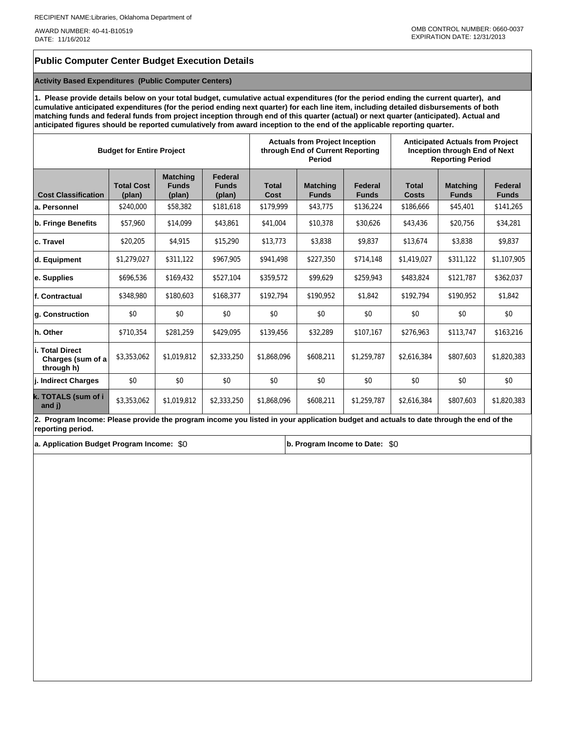RECIPIENT NAME:Libraries, Oklahoma Department of

AWARD NUMBER: 40-41-B10519
DATE: 11/16/2012

OMB CONTROL NUMBER: 0660-0037
EXPIRATION DATE: 12/31/2013

## Public Computer Center Budget Execution Details

**Activity Based Expenditures (Public Computer Centers)**

**1. Please provide details below on your total budget, cumulative actual expenditures (for the period ending the current quarter), and cumulative anticipated expenditures (for the period ending next quarter) for each line item, including detailed disbursements of both matching funds and federal funds from project inception through end of this quarter (actual) or next quarter (anticipated). Actual and anticipated figures should be reported cumulatively from award inception to the end of the applicable reporting quarter.**

| | Budget for Entire Project | | | Actuals from Project Inception through End of Current Reporting Period | | | Anticipated Actuals from Project Inception through End of Next Reporting Period | | |
|---|---|---|---|---|---|---|---|---|---|
| **Cost Classification** | **Total Cost (plan)** | **Matching Funds (plan)** | **Federal Funds (plan)** | **Total Cost** | **Matching Funds** | **Federal Funds** | **Total Costs** | **Matching Funds** | **Federal Funds** |
| a. Personnel | $240,000 | $58,382 | $181,618 | $179,999 | $43,775 | $136,224 | $186,666 | $45,401 | $141,265 |
| b. Fringe Benefits | $57,960 | $14,099 | $43,861 | $41,004 | $10,378 | $30,626 | $43,436 | $20,756 | $34,281 |
| c. Travel | $20,205 | $4,915 | $15,290 | $13,773 | $3,838 | $9,837 | $13,674 | $3,838 | $9,837 |
| d. Equipment | $1,279,027 | $311,122 | $967,905 | $941,498 | $227,350 | $714,148 | $1,419,027 | $311,122 | $1,107,905 |
| e. Supplies | $696,536 | $169,432 | $527,104 | $359,572 | $99,629 | $259,943 | $483,824 | $121,787 | $362,037 |
| f. Contractual | $348,980 | $180,603 | $168,377 | $192,794 | $190,952 | $1,842 | $192,794 | $190,952 | $1,842 |
| g. Construction | $0 | $0 | $0 | $0 | $0 | $0 | $0 | $0 | $0 |
| h. Other | $710,354 | $281,259 | $429,095 | $139,456 | $32,289 | $107,167 | $276,963 | $113,747 | $163,216 |
| i. Total Direct Charges (sum of a through h) | $3,353,062 | $1,019,812 | $2,333,250 | $1,868,096 | $608,211 | $1,259,787 | $2,616,384 | $807,603 | $1,820,383 |
| j. Indirect Charges | $0 | $0 | $0 | $0 | $0 | $0 | $0 | $0 | $0 |
| k. TOTALS (sum of i and j) | $3,353,062 | $1,019,812 | $2,333,250 | $1,868,096 | $608,211 | $1,259,787 | $2,616,384 | $807,603 | $1,820,383 |

**2. Program Income: Please provide the program income you listed in your application budget and actuals to date through the end of the reporting period.**

**a. Application Budget Program Income:** $0

**b. Program Income to Date:** $0